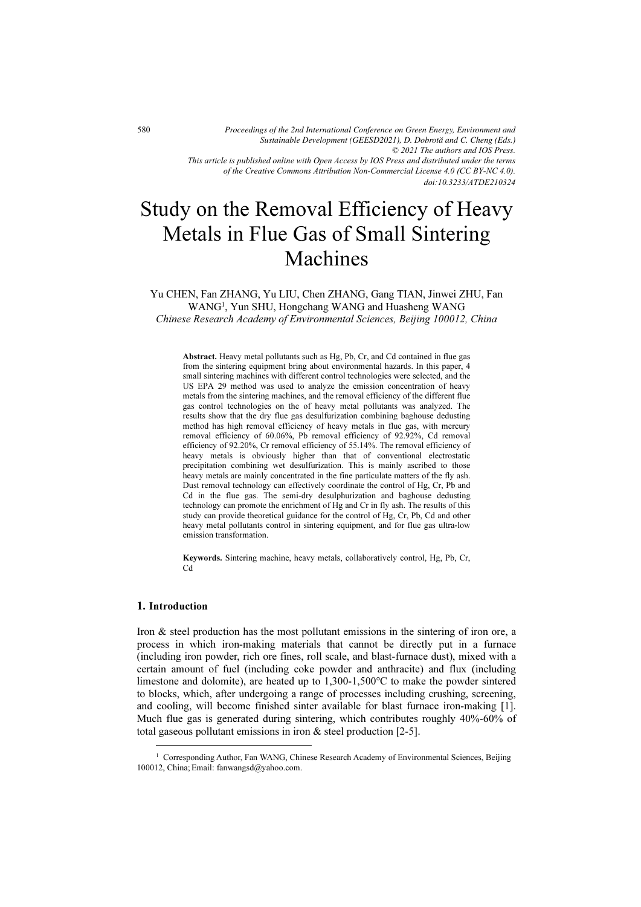# Study on the Removal Efficiency of Heavy Metals in Flue Gas of Small Sintering Machines

Yu CHEN, Fan ZHANG, Yu LIU, Chen ZHANG, Gang TIAN, Jinwei ZHU, Fan WANG[1], Yun SHU, Hongchang WANG and Huasheng WANG

*Chinese Research Academy of Environmental Sciences, Beijing 100012, China*

**Abstract.** Heavy metal pollutants such as Hg, Pb, Cr, and Cd contained in flue gas from the sintering equipment bring about environmental hazards. In this paper, 4 small sintering machines with different control technologies were selected, and the US EPA 29 method was used to analyze the emission concentration of heavy metals from the sintering machines, and the removal efficiency of the different flue gas control technologies on the of heavy metal pollutants was analyzed. The results show that the dry flue gas desulfurization combining baghouse dedusting method has high removal efficiency of heavy metals in flue gas, with mercury removal efficiency of 60.06%, Pb removal efficiency of 92.92%, Cd removal efficiency of 92.20%, Cr removal efficiency of 55.14%. The removal efficiency of heavy metals is obviously higher than that of conventional electrostatic precipitation combining wet desulfurization. This is mainly ascribed to those heavy metals are mainly concentrated in the fine particulate matters of the fly ash. Dust removal technology can effectively coordinate the control of Hg, Cr, Pb and Cd in the flue gas. The semi-dry desulphurization and baghouse dedusting technology can promote the enrichment of Hg and Cr in fly ash. The results of this study can provide theoretical guidance for the control of Hg, Cr, Pb, Cd and other heavy metal pollutants control in sintering equipment, and for flue gas ultra-low emission transformation.

**Keywords.** Sintering machine, heavy metals, collaboratively control, Hg, Pb, Cr, Cd

## 1. Introduction

Iron & steel production has the most pollutant emissions in the sintering of iron ore, a process in which iron-making materials that cannot be directly put in a furnace (including iron powder, rich ore fines, roll scale, and blast-furnace dust), mixed with a certain amount of fuel (including coke powder and anthracite) and flux (including limestone and dolomite), are heated up to 1,300-1,500℃ to make the powder sintered to blocks, which, after undergoing a range of processes including crushing, screening, and cooling, will become finished sinter available for blast furnace iron-making [1]. Much flue gas is generated during sintering, which contributes roughly 40%-60% of total gaseous pollutant emissions in iron & steel production [2-5].

[1] Corresponding Author, Fan WANG, Chinese Research Academy of Environmental Sciences, Beijing 100012, China; Email: fanwangsd@yahoo.com.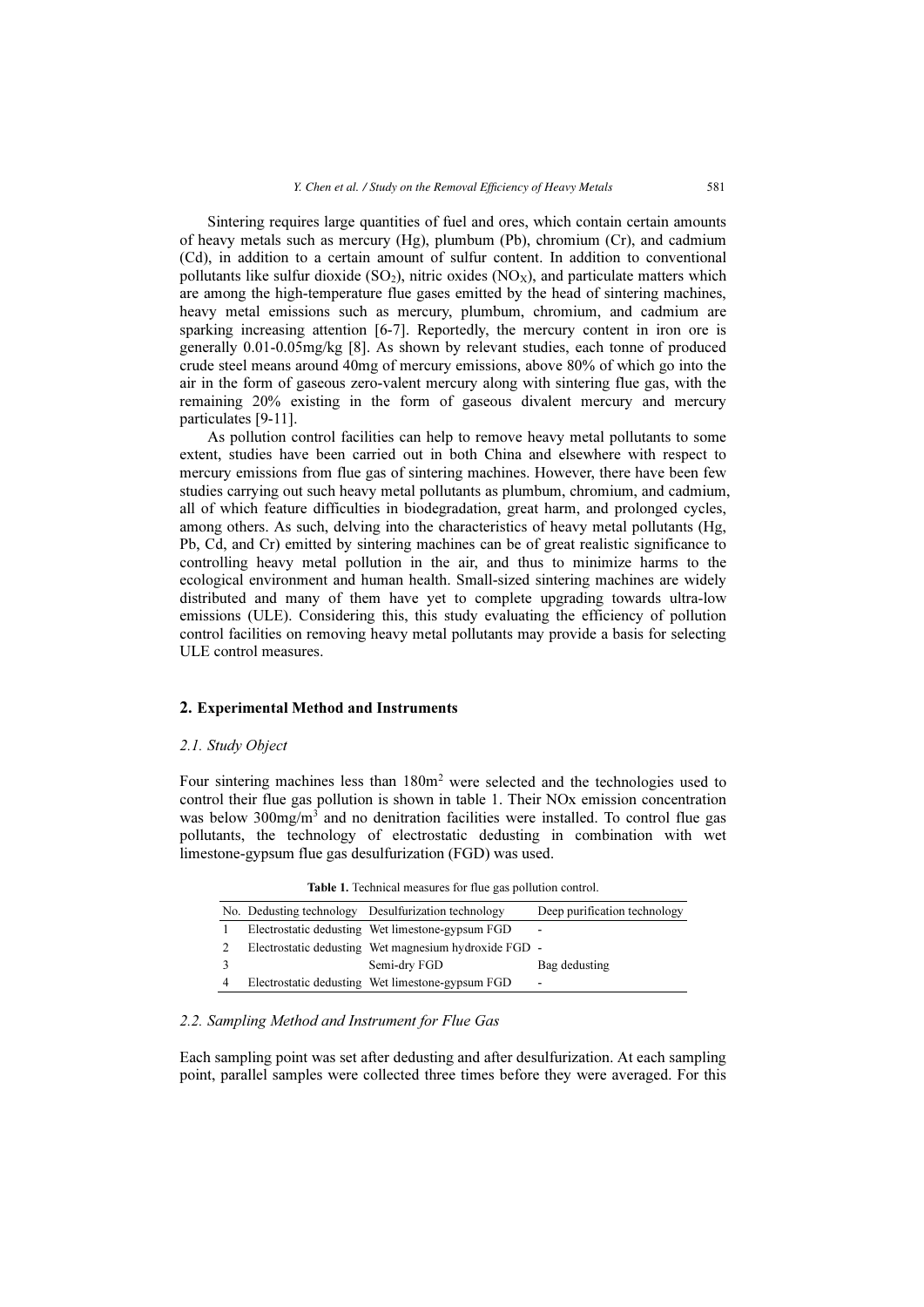Sintering requires large quantities of fuel and ores, which contain certain amounts of heavy metals such as mercury (Hg), plumbum (Pb), chromium (Cr), and cadmium (Cd), in addition to a certain amount of sulfur content. In addition to conventional pollutants like sulfur dioxide ($SO_2$), nitric oxides ($NO_X$), and particulate matters which are among the high-temperature flue gases emitted by the head of sintering machines, heavy metal emissions such as mercury, plumbum, chromium, and cadmium are sparking increasing attention [6-7]. Reportedly, the mercury content in iron ore is generally 0.01-0.05mg/kg [8]. As shown by relevant studies, each tonne of produced crude steel means around 40mg of mercury emissions, above 80% of which go into the air in the form of gaseous zero-valent mercury along with sintering flue gas, with the remaining 20% existing in the form of gaseous divalent mercury and mercury particulates [9-11].

As pollution control facilities can help to remove heavy metal pollutants to some extent, studies have been carried out in both China and elsewhere with respect to mercury emissions from flue gas of sintering machines. However, there have been few studies carrying out such heavy metal pollutants as plumbum, chromium, and cadmium, all of which feature difficulties in biodegradation, great harm, and prolonged cycles, among others. As such, delving into the characteristics of heavy metal pollutants (Hg, Pb, Cd, and Cr) emitted by sintering machines can be of great realistic significance to controlling heavy metal pollution in the air, and thus to minimize harms to the ecological environment and human health. Small-sized sintering machines are widely distributed and many of them have yet to complete upgrading towards ultra-low emissions (ULE). Considering this, this study evaluating the efficiency of pollution control facilities on removing heavy metal pollutants may provide a basis for selecting ULE control measures.

## 2. Experimental Method and Instruments

### 2.1. Study Object

Four sintering machines less than $180m^2$ were selected and the technologies used to control their flue gas pollution is shown in table 1. Their NOx emission concentration was below $300mg/m^3$ and no denitration facilities were installed. To control flue gas pollutants, the technology of electrostatic dedusting in combination with wet limestone-gypsum flue gas desulfurization (FGD) was used.

**Table 1.** Technical measures for flue gas pollution control.

| No. | Dedusting technology | Desulfurization technology | Deep purification technology |
|---|---|---|---|
| 1 | Electrostatic dedusting | Wet limestone-gypsum FGD | - |
| 2 | Electrostatic dedusting | Wet magnesium hydroxide FGD | - |
| 3 | | Semi-dry FGD | Bag dedusting |
| 4 | Electrostatic dedusting | Wet limestone-gypsum FGD | - |

### 2.2. Sampling Method and Instrument for Flue Gas

Each sampling point was set after dedusting and after desulfurization. At each sampling point, parallel samples were collected three times before they were averaged. For this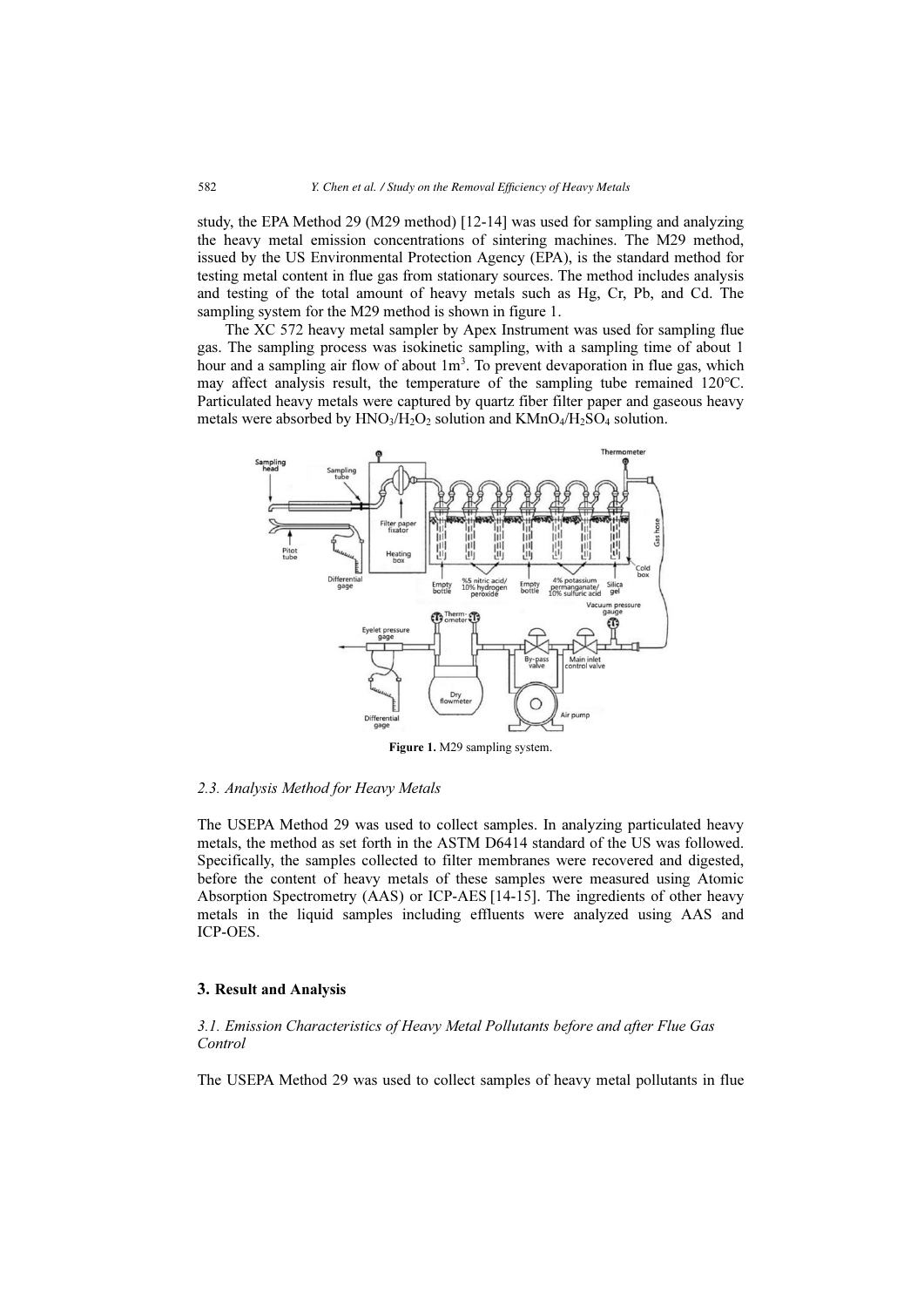study, the EPA Method 29 (M29 method) [12-14] was used for sampling and analyzing the heavy metal emission concentrations of sintering machines. The M29 method, issued by the US Environmental Protection Agency (EPA), is the standard method for testing metal content in flue gas from stationary sources. The method includes analysis and testing of the total amount of heavy metals such as Hg, Cr, Pb, and Cd. The sampling system for the M29 method is shown in figure 1.

The XC 572 heavy metal sampler by Apex Instrument was used for sampling flue gas. The sampling process was isokinetic sampling, with a sampling time of about 1 hour and a sampling air flow of about $1m^3$. To prevent devaporation in flue gas, which may affect analysis result, the temperature of the sampling tube remained 120℃. Particulated heavy metals were captured by quartz fiber filter paper and gaseous heavy metals were absorbed by $HNO_3/H_2O_2$ solution and $KMnO_4/H_2SO_4$ solution.

**Figure 1.** M29 sampling system.

### 2.3. Analysis Method for Heavy Metals

The USEPA Method 29 was used to collect samples. In analyzing particulated heavy metals, the method as set forth in the ASTM D6414 standard of the US was followed. Specifically, the samples collected to filter membranes were recovered and digested, before the content of heavy metals of these samples were measured using Atomic Absorption Spectrometry (AAS) or ICP-AES [14-15]. The ingredients of other heavy metals in the liquid samples including effluents were analyzed using AAS and ICP-OES.

## 3. Result and Analysis

### 3.1. Emission Characteristics of Heavy Metal Pollutants before and after Flue Gas Control

The USEPA Method 29 was used to collect samples of heavy metal pollutants in flue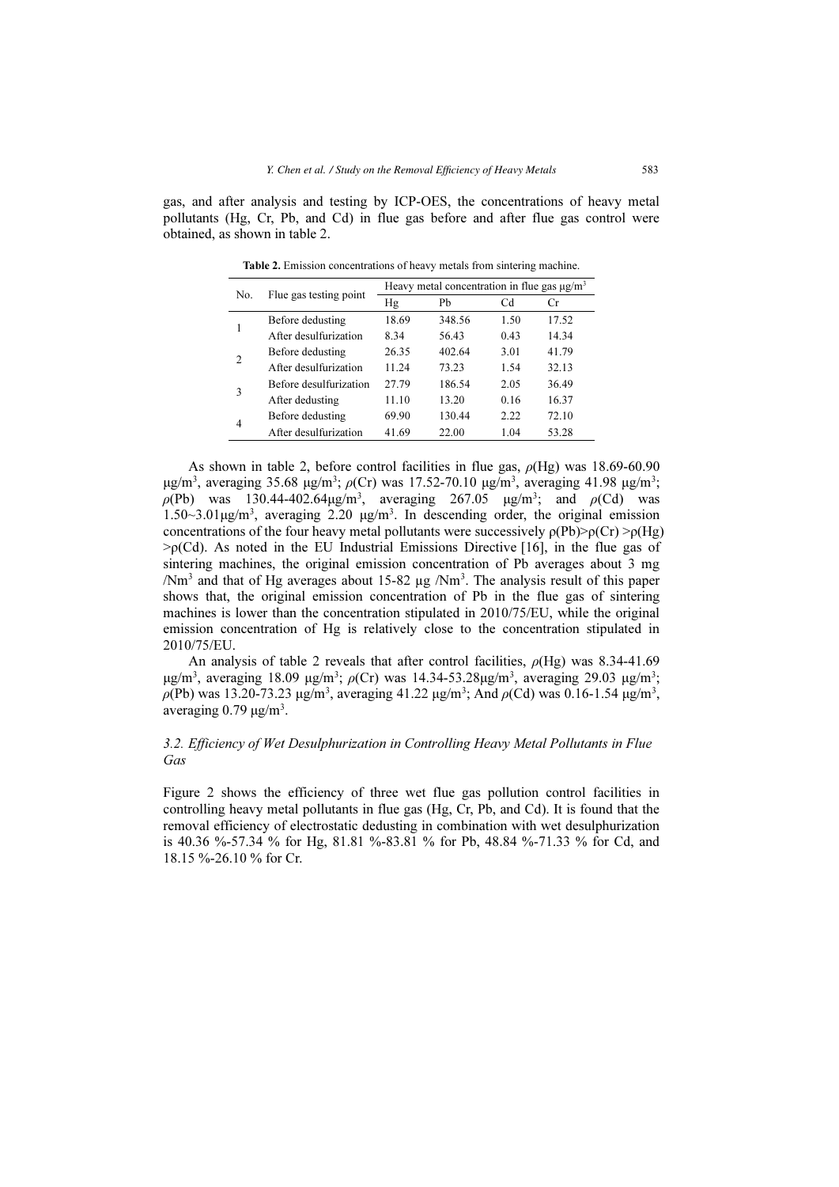gas, and after analysis and testing by ICP-OES, the concentrations of heavy metal pollutants (Hg, Cr, Pb, and Cd) in flue gas before and after flue gas control were obtained, as shown in table 2.

**Table 2.** Emission concentrations of heavy metals from sintering machine.

| No. | Flue gas testing point | Heavy metal concentration in flue gas μg/m$^3$ | | | |
|---|---|---|---|---|---|
| | | Hg | Pb | Cd | Cr |
| 1 | Before dedusting | 18.69 | 348.56 | 1.50 | 17.52 |
| | After desulfurization | 8.34 | 56.43 | 0.43 | 14.34 |
| 2 | Before dedusting | 26.35 | 402.64 | 3.01 | 41.79 |
| | After desulfurization | 11.24 | 73.23 | 1.54 | 32.13 |
| 3 | Before desulfurization | 27.79 | 186.54 | 2.05 | 36.49 |
| | After dedusting | 11.10 | 13.20 | 0.16 | 16.37 |
| 4 | Before dedusting | 69.90 | 130.44 | 2.22 | 72.10 |
| | After desulfurization | 41.69 | 22.00 | 1.04 | 53.28 |

As shown in table 2, before control facilities in flue gas, $\rho$(Hg) was 18.69-60.90 μg/m$^3$, averaging 35.68 μg/m$^3$; $\rho$(Cr) was 17.52-70.10 μg/m$^3$, averaging 41.98 μg/m$^3$; $\rho$(Pb) was 130.44-402.64μg/m$^3$, averaging 267.05 μg/m$^3$; and $\rho$(Cd) was 1.50~3.01μg/m$^3$, averaging 2.20 μg/m$^3$. In descending order, the original emission concentrations of the four heavy metal pollutants were successively $\rho$(Pb)>$\rho$(Cr) >$\rho$(Hg) >$\rho$(Cd). As noted in the EU Industrial Emissions Directive [16], in the flue gas of sintering machines, the original emission concentration of Pb averages about 3 mg /Nm$^3$ and that of Hg averages about 15-82 μg /Nm$^3$. The analysis result of this paper shows that, the original emission concentration of Pb in the flue gas of sintering machines is lower than the concentration stipulated in 2010/75/EU, while the original emission concentration of Hg is relatively close to the concentration stipulated in 2010/75/EU.

An analysis of table 2 reveals that after control facilities, $\rho$(Hg) was 8.34-41.69 μg/m$^3$, averaging 18.09 μg/m$^3$; $\rho$(Cr) was 14.34-53.28μg/m$^3$, averaging 29.03 μg/m$^3$; $\rho$(Pb) was 13.20-73.23 μg/m$^3$, averaging 41.22 μg/m$^3$; And $\rho$(Cd) was 0.16-1.54 μg/m$^3$, averaging 0.79 μg/m$^3$.

### *3.2. Efficiency of Wet Desulphurization in Controlling Heavy Metal Pollutants in Flue Gas*

Figure 2 shows the efficiency of three wet flue gas pollution control facilities in controlling heavy metal pollutants in flue gas (Hg, Cr, Pb, and Cd). It is found that the removal efficiency of electrostatic dedusting in combination with wet desulphurization is 40.36 %-57.34 % for Hg, 81.81 %-83.81 % for Pb, 48.84 %-71.33 % for Cd, and 18.15 %-26.10 % for Cr.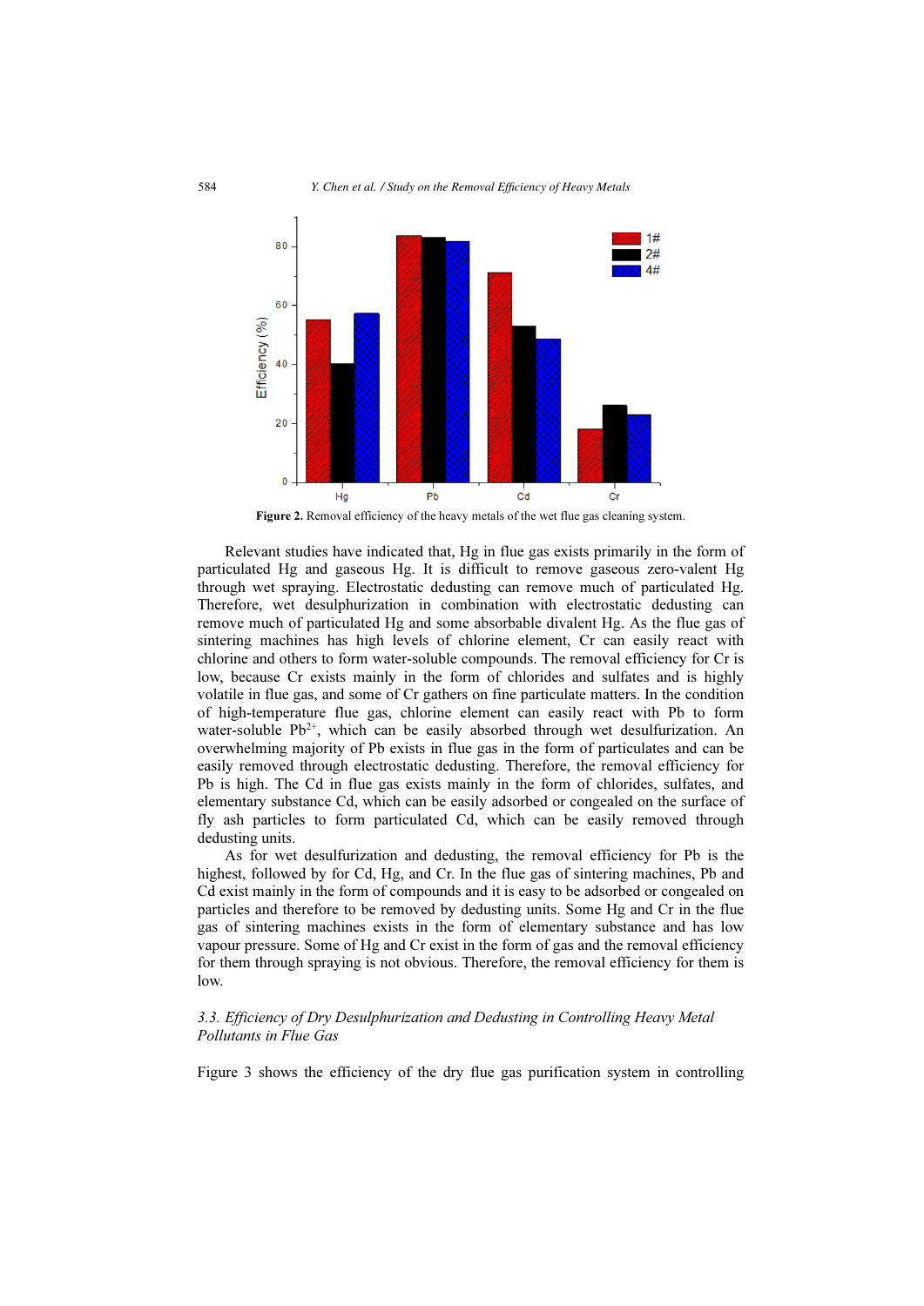**Figure 2.** Removal efficiency of the heavy metals of the wet flue gas cleaning system.

Relevant studies have indicated that, Hg in flue gas exists primarily in the form of particulated Hg and gaseous Hg. It is difficult to remove gaseous zero-valent Hg through wet spraying. Electrostatic dedusting can remove much of particulated Hg. Therefore, wet desulphurization in combination with electrostatic dedusting can remove much of particulated Hg and some absorbable divalent Hg. As the flue gas of sintering machines has high levels of chlorine element, Cr can easily react with chlorine and others to form water-soluble compounds. The removal efficiency for Cr is low, because Cr exists mainly in the form of chlorides and sulfates and is highly volatile in flue gas, and some of Cr gathers on fine particulate matters. In the condition of high-temperature flue gas, chlorine element can easily react with Pb to form water-soluble $Pb^{2+}$, which can be easily absorbed through wet desulfurization. An overwhelming majority of Pb exists in flue gas in the form of particulates and can be easily removed through electrostatic dedusting. Therefore, the removal efficiency for Pb is high. The Cd in flue gas exists mainly in the form of chlorides, sulfates, and elementary substance Cd, which can be easily adsorbed or congealed on the surface of fly ash particles to form particulated Cd, which can be easily removed through dedusting units.

As for wet desulfurization and dedusting, the removal efficiency for Pb is the highest, followed by for Cd, Hg, and Cr. In the flue gas of sintering machines, Pb and Cd exist mainly in the form of compounds and it is easy to be adsorbed or congealed on particles and therefore to be removed by dedusting units. Some Hg and Cr in the flue gas of sintering machines exists in the form of elementary substance and has low vapour pressure. Some of Hg and Cr exist in the form of gas and the removal efficiency for them through spraying is not obvious. Therefore, the removal efficiency for them is low.

### *3.3. Efficiency of Dry Desulphurization and Dedusting in Controlling Heavy Metal Pollutants in Flue Gas*

Figure 3 shows the efficiency of the dry flue gas purification system in controlling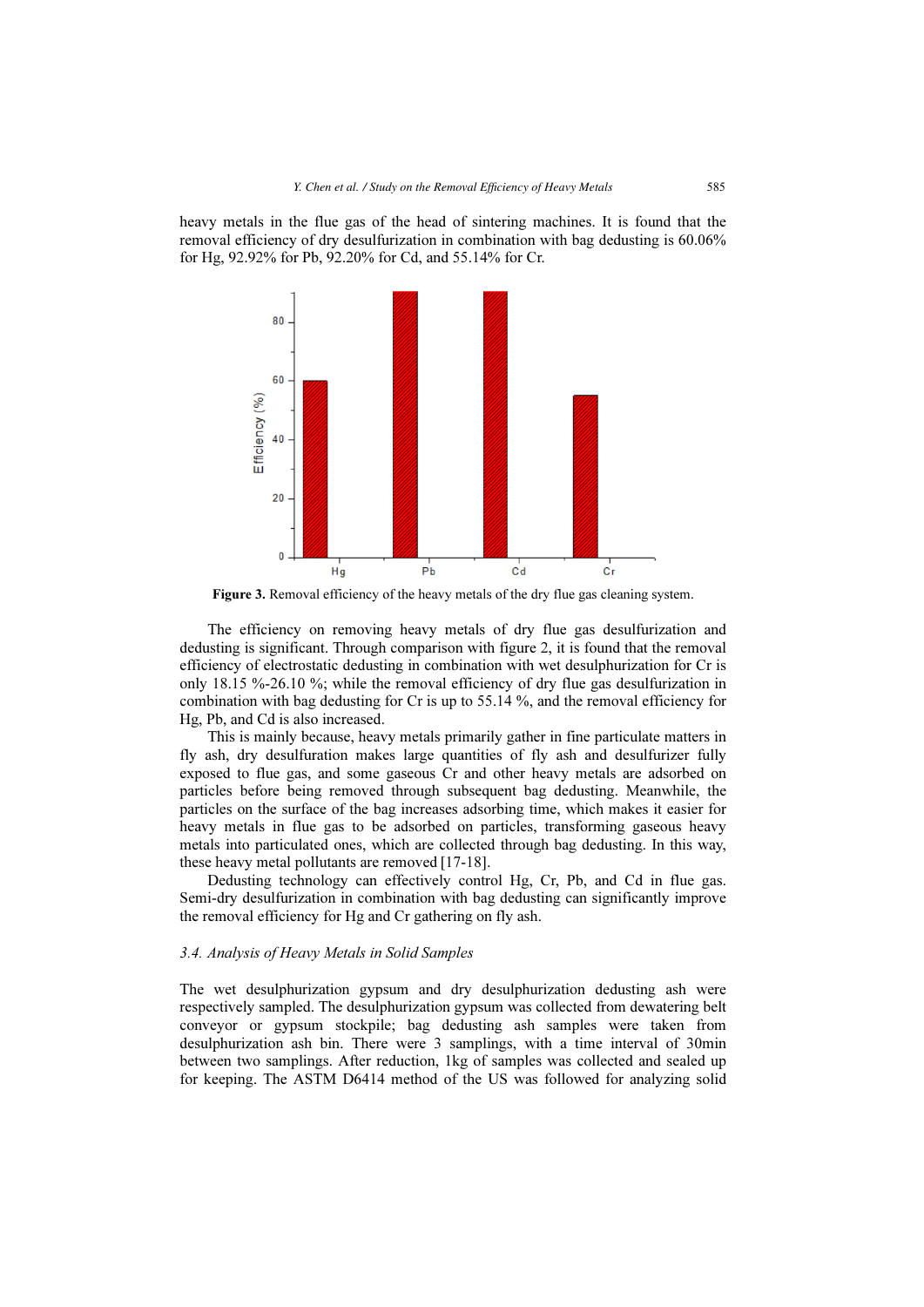heavy metals in the flue gas of the head of sintering machines. It is found that the removal efficiency of dry desulfurization in combination with bag dedusting is 60.06% for Hg, 92.92% for Pb, 92.20% for Cd, and 55.14% for Cr.

**Figure 3.** Removal efficiency of the heavy metals of the dry flue gas cleaning system.

The efficiency on removing heavy metals of dry flue gas desulfurization and dedusting is significant. Through comparison with figure 2, it is found that the removal efficiency of electrostatic dedusting in combination with wet desulphurization for Cr is only 18.15 %-26.10 %; while the removal efficiency of dry flue gas desulfurization in combination with bag dedusting for Cr is up to 55.14 %, and the removal efficiency for Hg, Pb, and Cd is also increased.

This is mainly because, heavy metals primarily gather in fine particulate matters in fly ash, dry desulfuration makes large quantities of fly ash and desulfurizer fully exposed to flue gas, and some gaseous Cr and other heavy metals are adsorbed on particles before being removed through subsequent bag dedusting. Meanwhile, the particles on the surface of the bag increases adsorbing time, which makes it easier for heavy metals in flue gas to be adsorbed on particles, transforming gaseous heavy metals into particulated ones, which are collected through bag dedusting. In this way, these heavy metal pollutants are removed [17-18].

Dedusting technology can effectively control Hg, Cr, Pb, and Cd in flue gas. Semi-dry desulfurization in combination with bag dedusting can significantly improve the removal efficiency for Hg and Cr gathering on fly ash.

### *3.4. Analysis of Heavy Metals in Solid Samples*

The wet desulphurization gypsum and dry desulphurization dedusting ash were respectively sampled. The desulphurization gypsum was collected from dewatering belt conveyor or gypsum stockpile; bag dedusting ash samples were taken from desulphurization ash bin. There were 3 samplings, with a time interval of 30min between two samplings. After reduction, 1kg of samples was collected and sealed up for keeping. The ASTM D6414 method of the US was followed for analyzing solid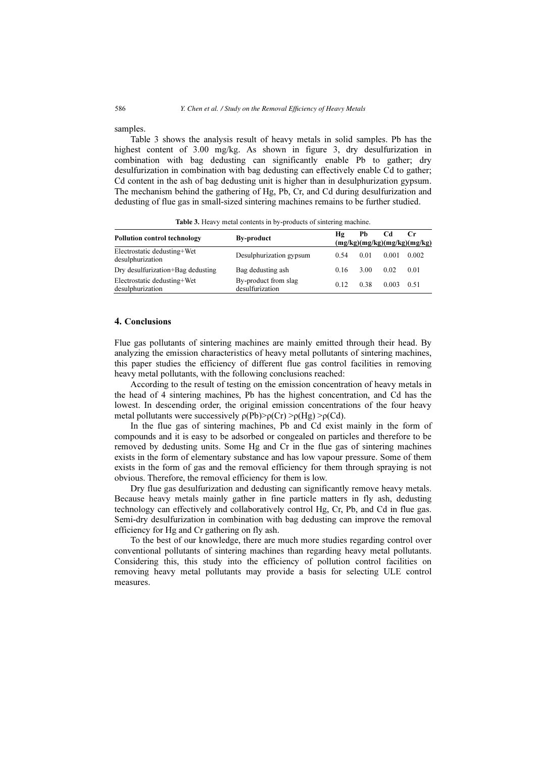samples.

Table 3 shows the analysis result of heavy metals in solid samples. Pb has the highest content of 3.00 mg/kg. As shown in figure 3, dry desulfurization in combination with bag dedusting can significantly enable Pb to gather; dry desulfurization in combination with bag dedusting can effectively enable Cd to gather; Cd content in the ash of bag dedusting unit is higher than in desulphurization gypsum. The mechanism behind the gathering of Hg, Pb, Cr, and Cd during desulfurization and dedusting of flue gas in small-sized sintering machines remains to be further studied.

**Table 3.** Heavy metal contents in by-products of sintering machine.

| Pollution control technology | By-product | Hg (mg/kg) | Pb (mg/kg) | Cd (mg/kg) | Cr (mg/kg) |
|---|---|---|---|---|---|
| Electrostatic dedusting+Wet desulphurization | Desulphurization gypsum | 0.54 | 0.01 | 0.001 | 0.002 |
| Dry desulfurization+Bag dedusting | Bag dedusting ash | 0.16 | 3.00 | 0.02 | 0.01 |
| Electrostatic dedusting+Wet desulphurization | By-product from slag desulfurization | 0.12 | 0.38 | 0.003 | 0.51 |

## 4. Conclusions

Flue gas pollutants of sintering machines are mainly emitted through their head. By analyzing the emission characteristics of heavy metal pollutants of sintering machines, this paper studies the efficiency of different flue gas control facilities in removing heavy metal pollutants, with the following conclusions reached:

According to the result of testing on the emission concentration of heavy metals in the head of 4 sintering machines, Pb has the highest concentration, and Cd has the lowest. In descending order, the original emission concentrations of the four heavy metal pollutants were successively $\rho(Pb)>\rho(Cr)>\rho(Hg)>\rho(Cd)$.

In the flue gas of sintering machines, Pb and Cd exist mainly in the form of compounds and it is easy to be adsorbed or congealed on particles and therefore to be removed by dedusting units. Some Hg and Cr in the flue gas of sintering machines exists in the form of elementary substance and has low vapour pressure. Some of them exists in the form of gas and the removal efficiency for them through spraying is not obvious. Therefore, the removal efficiency for them is low.

Dry flue gas desulfurization and dedusting can significantly remove heavy metals. Because heavy metals mainly gather in fine particle matters in fly ash, dedusting technology can effectively and collaboratively control Hg, Cr, Pb, and Cd in flue gas. Semi-dry desulfurization in combination with bag dedusting can improve the removal efficiency for Hg and Cr gathering on fly ash.

To the best of our knowledge, there are much more studies regarding control over conventional pollutants of sintering machines than regarding heavy metal pollutants. Considering this, this study into the efficiency of pollution control facilities on removing heavy metal pollutants may provide a basis for selecting ULE control measures.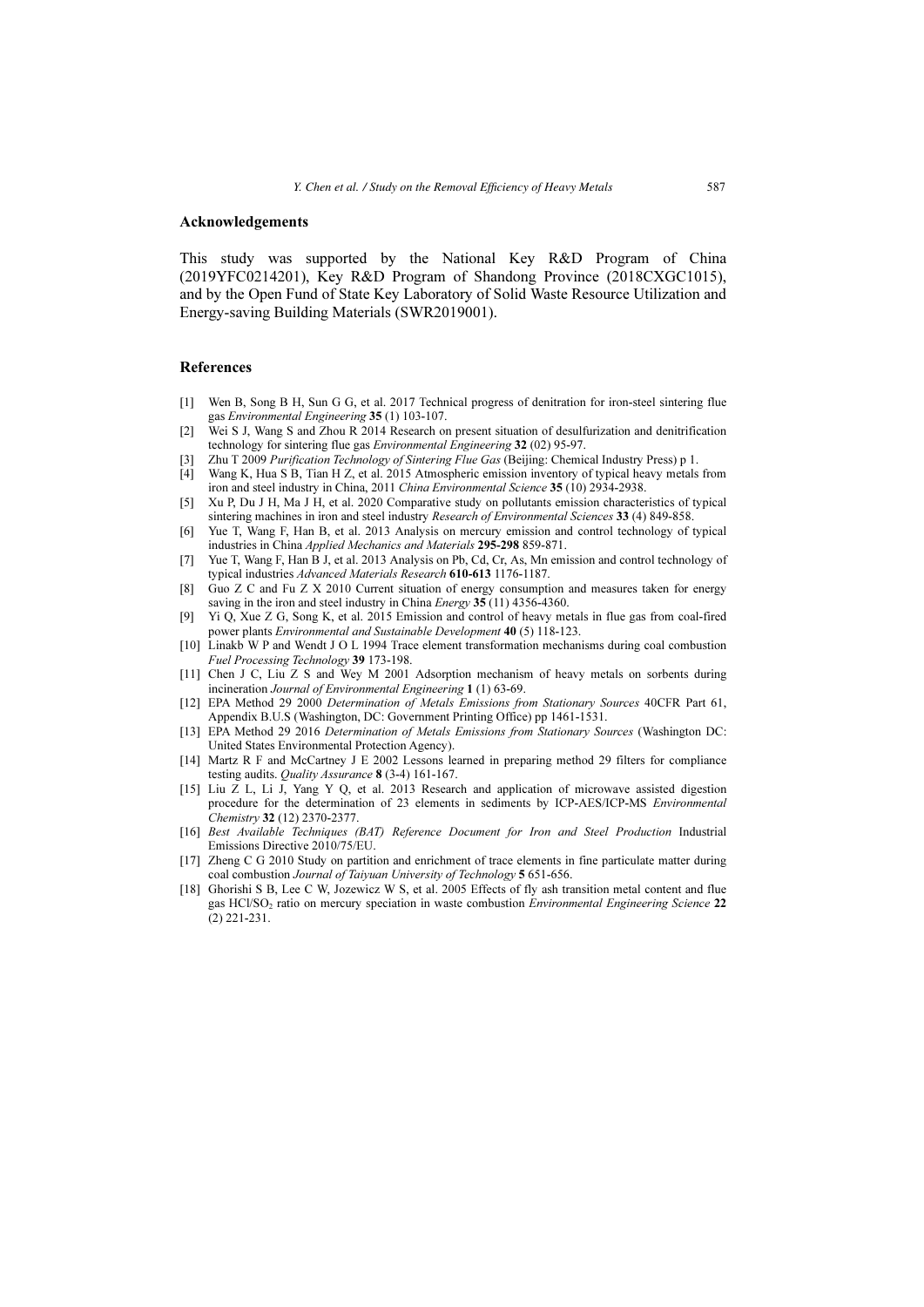## Acknowledgements

This study was supported by the National Key R&D Program of China (2019YFC0214201), Key R&D Program of Shandong Province (2018CXGC1015), and by the Open Fund of State Key Laboratory of Solid Waste Resource Utilization and Energy-saving Building Materials (SWR2019001).

## References

- [1] Wen B, Song B H, Sun G G, et al. 2017 Technical progress of denitration for iron-steel sintering flue gas *Environmental Engineering* **35** (1) 103-107.
- [2] Wei S J, Wang S and Zhou R 2014 Research on present situation of desulfurization and denitrification technology for sintering flue gas *Environmental Engineering* **32** (02) 95-97.
- [3] Zhu T 2009 *Purification Technology of Sintering Flue Gas* (Beijing: Chemical Industry Press) p 1.
- [4] Wang K, Hua S B, Tian H Z, et al. 2015 Atmospheric emission inventory of typical heavy metals from iron and steel industry in China, 2011 *China Environmental Science* **35** (10) 2934-2938.
- [5] Xu P, Du J H, Ma J H, et al. 2020 Comparative study on pollutants emission characteristics of typical sintering machines in iron and steel industry *Research of Environmental Sciences* **33** (4) 849-858.
- [6] Yue T, Wang F, Han B, et al. 2013 Analysis on mercury emission and control technology of typical industries in China *Applied Mechanics and Materials* **295-298** 859-871.
- [7] Yue T, Wang F, Han B J, et al. 2013 Analysis on Pb, Cd, Cr, As, Mn emission and control technology of typical industries *Advanced Materials Research* **610-613** 1176-1187.
- [8] Guo Z C and Fu Z X 2010 Current situation of energy consumption and measures taken for energy saving in the iron and steel industry in China *Energy* **35** (11) 4356-4360.
- [9] Yi Q, Xue Z G, Song K, et al. 2015 Emission and control of heavy metals in flue gas from coal-fired power plants *Environmental and Sustainable Development* **40** (5) 118-123.
- [10] Linakb W P and Wendt J O L 1994 Trace element transformation mechanisms during coal combustion *Fuel Processing Technology* **39** 173-198.
- [11] Chen J C, Liu Z S and Wey M 2001 Adsorption mechanism of heavy metals on sorbents during incineration *Journal of Environmental Engineering* **1** (1) 63-69.
- [12] EPA Method 29 2000 *Determination of Metals Emissions from Stationary Sources* 40CFR Part 61, Appendix B.U.S (Washington, DC: Government Printing Office) pp 1461-1531.
- [13] EPA Method 29 2016 *Determination of Metals Emissions from Stationary Sources* (Washington DC: United States Environmental Protection Agency).
- [14] Martz R F and McCartney J E 2002 Lessons learned in preparing method 29 filters for compliance testing audits. *Quality Assurance* **8** (3-4) 161-167.
- [15] Liu Z L, Li J, Yang Y Q, et al. 2013 Research and application of microwave assisted digestion procedure for the determination of 23 elements in sediments by ICP-AES/ICP-MS *Environmental Chemistry* **32** (12) 2370-2377.
- [16] *Best Available Techniques (BAT) Reference Document for Iron and Steel Production* Industrial Emissions Directive 2010/75/EU.
- [17] Zheng C G 2010 Study on partition and enrichment of trace elements in fine particulate matter during coal combustion *Journal of Taiyuan University of Technology* **5** 651-656.
- [18] Ghorishi S B, Lee C W, Jozewicz W S, et al. 2005 Effects of fly ash transition metal content and flue gas $HCl/SO_2$ ratio on mercury speciation in waste combustion *Environmental Engineering Science* **22** (2) 221-231.